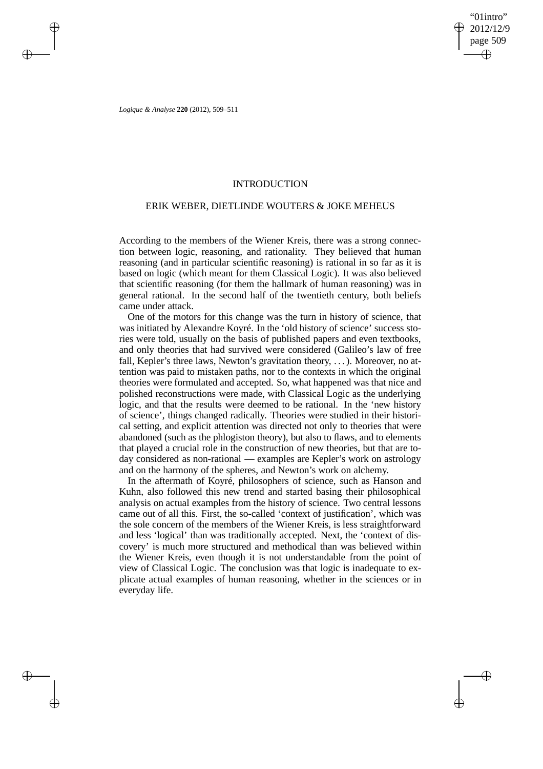# INTRODUCTION

## ERIK WEBER, DIETLINDE WOUTERS & JOKE MEHEUS

According to the members of the Wiener Kreis, there was a strong connection between logic, reasoning, and rationality. They believed that human reasoning (and in particular scientific reasoning) is rational in so far as it is based on logic (which meant for them Classical Logic). It was also believed that scientific reasoning (for them the hallmark of human reasoning) was in general rational. In the second half of the twentieth century, both beliefs came under attack.

One of the motors for this change was the turn in history of science, that was initiated by Alexandre Koyré. In the 'old history of science' success stories were told, usually on the basis of published papers and even textbooks, and only theories that had survived were considered (Galileo's law of free fall, Kepler's three laws, Newton's gravitation theory, ...). Moreover, no attention was paid to mistaken paths, nor to the contexts in which the original theories were formulated and accepted. So, what happened was that nice and polished reconstructions were made, with Classical Logic as the underlying logic, and that the results were deemed to be rational. In the 'new history of science', things changed radically. Theories were studied in their historical setting, and explicit attention was directed not only to theories that were abandoned (such as the phlogiston theory), but also to flaws, and to elements that played a crucial role in the construction of new theories, but that are today considered as non-rational — examples are Kepler's work on astrology and on the harmony of the spheres, and Newton's work on alchemy.

In the aftermath of Koyré, philosophers of science, such as Hanson and Kuhn, also followed this new trend and started basing their philosophical analysis on actual examples from the history of science. Two central lessons came out of all this. First, the so-called 'context of justification', which was the sole concern of the members of the Wiener Kreis, is less straightforward and less 'logical' than was traditionally accepted. Next, the 'context of discovery' is much more structured and methodical than was believed within the Wiener Kreis, even though it is not understandable from the point of view of Classical Logic. The conclusion was that logic is inadequate to explicate actual examples of human reasoning, whether in the sciences or in everyday life.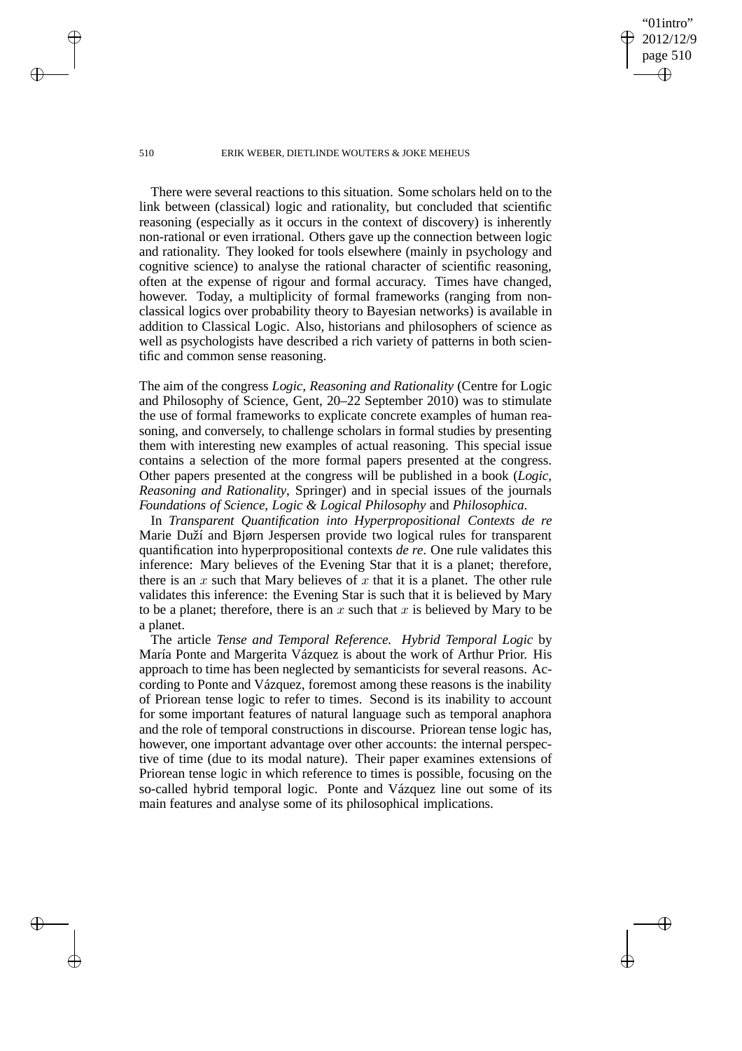There were several reactions to this situation. Some scholars held on to the link between (classical) logic and rationality, but concluded that scientific reasoning (especially as it occurs in the context of discovery) is inherently non-rational or even irrational. Others gave up the connection between logic and rationality. They looked for tools elsewhere (mainly in psychology and cognitive science) to analyse the rational character of scientific reasoning, often at the expense of rigour and formal accuracy. Times have changed, however. Today, a multiplicity of formal frameworks (ranging from non-classical logics over probability theory to Bayesian networks) is available in addition to Classical Logic. Also, historians and philosophers of science as well as psychologists have described a rich variety of patterns in both scientific and common sense reasoning.

The aim of the congress *Logic, Reasoning and Rationality* (Centre for Logic and Philosophy of Science, Gent, 20–22 September 2010) was to stimulate the use of formal frameworks to explicate concrete examples of human reasoning, and conversely, to challenge scholars in formal studies by presenting them with interesting new examples of actual reasoning. This special issue contains a selection of the more formal papers presented at the congress. Other papers presented at the congress will be published in a book (*Logic, Reasoning and Rationality*, Springer) and in special issues of the journals *Foundations of Science, Logic & Logical Philosophy* and *Philosophica*.

In *Transparent Quantification into Hyperpropositional Contexts de re* Marie Duží and Bjørn Jespersen provide two logical rules for transparent quantification into hyperpropositional contexts *de re*. One rule validates this inference: Mary believes of the Evening Star that it is a planet; therefore, there is an $x$ such that Mary believes of $x$ that it is a planet. The other rule validates this inference: the Evening Star is such that it is believed by Mary to be a planet; therefore, there is an $x$ such that $x$ is believed by Mary to be a planet.

The article *Tense and Temporal Reference. Hybrid Temporal Logic* by María Ponte and Margerita Vázquez is about the work of Arthur Prior. His approach to time has been neglected by semanticists for several reasons. According to Ponte and Vázquez, foremost among these reasons is the inability of Priorean tense logic to refer to times. Second is its inability to account for some important features of natural language such as temporal anaphora and the role of temporal constructions in discourse. Priorean tense logic has, however, one important advantage over other accounts: the internal perspective of time (due to its modal nature). Their paper examines extensions of Priorean tense logic in which reference to times is possible, focusing on the so-called hybrid temporal logic. Ponte and Vázquez line out some of its main features and analyse some of its philosophical implications.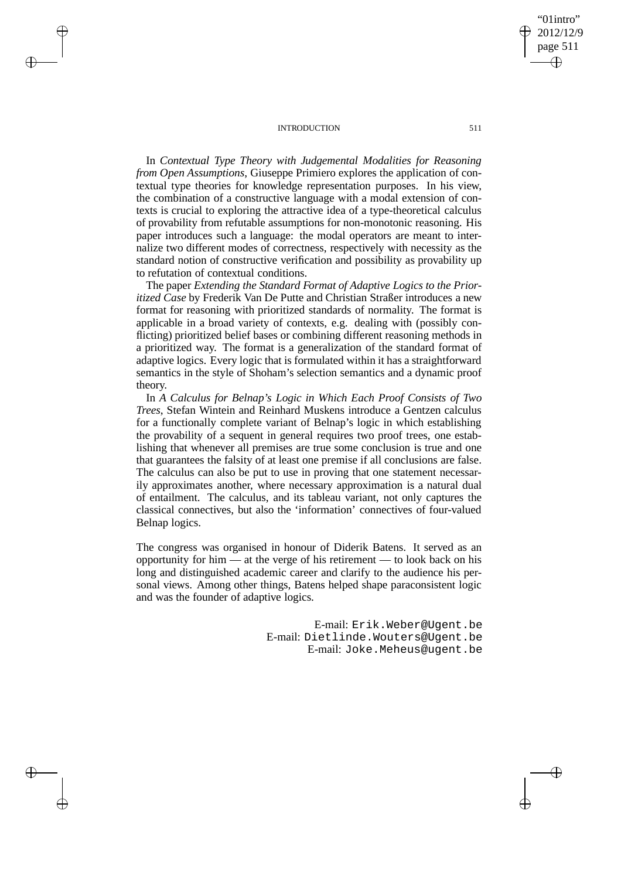In *Contextual Type Theory with Judgemental Modalities for Reasoning from Open Assumptions*, Giuseppe Primiero explores the application of contextual type theories for knowledge representation purposes. In his view, the combination of a constructive language with a modal extension of contexts is crucial to exploring the attractive idea of a type-theoretical calculus of provability from refutable assumptions for non-monotonic reasoning. His paper introduces such a language: the modal operators are meant to internalize two different modes of correctness, respectively with necessity as the standard notion of constructive verification and possibility as provability up to refutation of contextual conditions.

The paper *Extending the Standard Format of Adaptive Logics to the Prioritized Case* by Frederik Van De Putte and Christian Straßer introduces a new format for reasoning with prioritized standards of normality. The format is applicable in a broad variety of contexts, e.g. dealing with (possibly conflicting) prioritized belief bases or combining different reasoning methods in a prioritized way. The format is a generalization of the standard format of adaptive logics. Every logic that is formulated within it has a straightforward semantics in the style of Shoham's selection semantics and a dynamic proof theory.

In *A Calculus for Belnap's Logic in Which Each Proof Consists of Two Trees*, Stefan Wintein and Reinhard Muskens introduce a Gentzen calculus for a functionally complete variant of Belnap's logic in which establishing the provability of a sequent in general requires two proof trees, one establishing that whenever all premises are true some conclusion is true and one that guarantees the falsity of at least one premise if all conclusions are false. The calculus can also be put to use in proving that one statement necessarily approximates another, where necessary approximation is a natural dual of entailment. The calculus, and its tableau variant, not only captures the classical connectives, but also the 'information' connectives of four-valued Belnap logics.

The congress was organised in honour of Diderik Batens. It served as an opportunity for him — at the verge of his retirement — to look back on his long and distinguished academic career and clarify to the audience his personal views. Among other things, Batens helped shape paraconsistent logic and was the founder of adaptive logics.

E-mail: Erik.Weber@Ugent.be
E-mail: Dietlinde.Wouters@Ugent.be
E-mail: Joke.Meheus@ugent.be